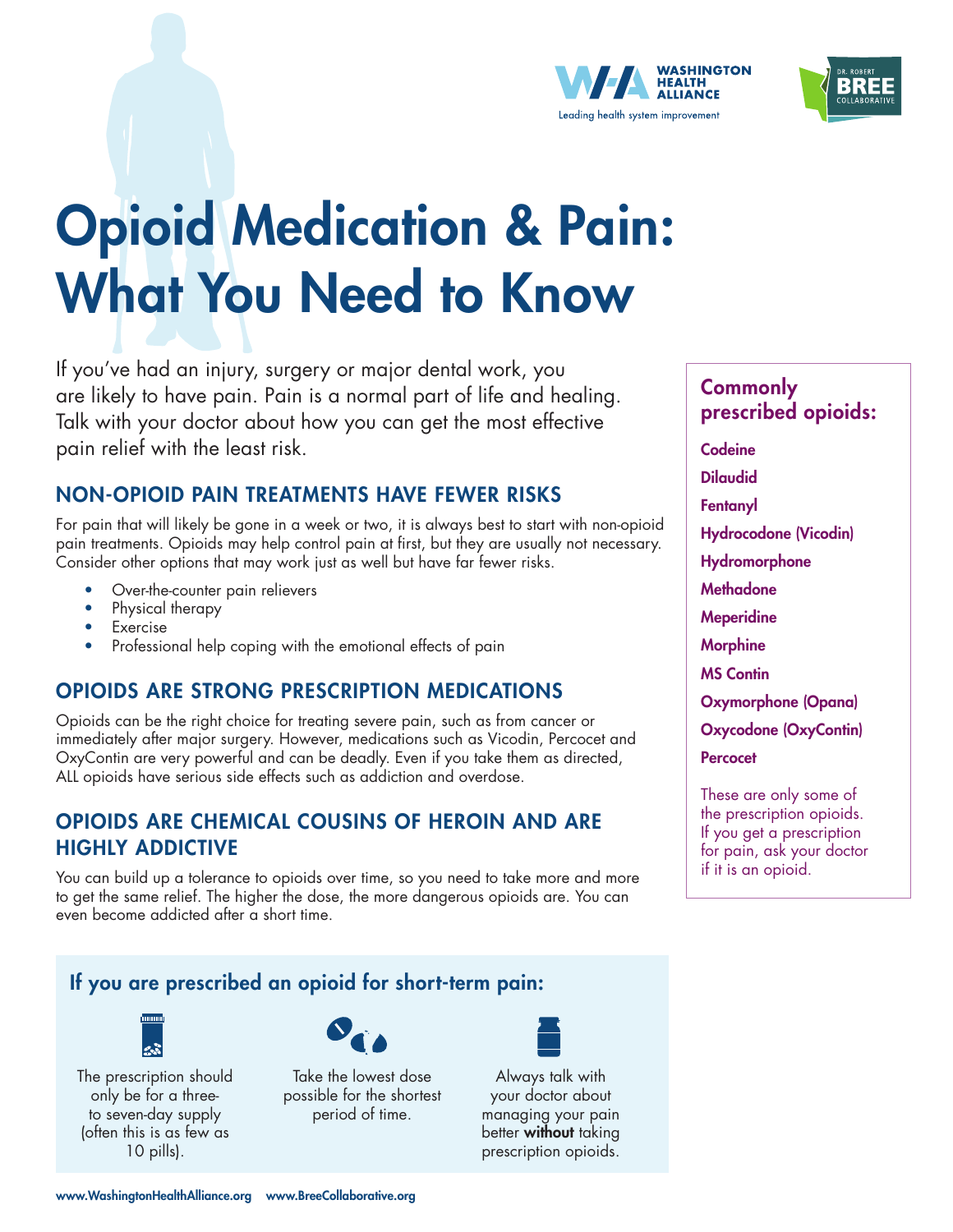# Opioid Medication & Pain: What You Need to Know

If you've had an injury, surgery or major dental work, you are likely to have pain. Pain is a normal part of life and healing. Talk with your doctor about how you can get the most effective pain relief with the least risk.

## NON-OPIOID PAIN TREATMENTS HAVE FEWER RISKS

For pain that will likely be gone in a week or two, it is always best to start with non-opioid pain treatments. Opioids may help control pain at first, but they are usually not necessary. Consider other options that may work just as well but have far fewer risks.

- Over-the-counter pain relievers
- Physical therapy
- Exercise
- Professional help coping with the emotional effects of pain

## OPIOIDS ARE STRONG PRESCRIPTION MEDICATIONS

Opioids can be the right choice for treating severe pain, such as from cancer or immediately after major surgery. However, medications such as Vicodin, Percocet and OxyContin are very powerful and can be deadly. Even if you take them as directed, ALL opioids have serious side effects such as addiction and overdose.

## OPIOIDS ARE CHEMICAL COUSINS OF HEROIN AND ARE HIGHLY ADDICTIVE

You can build up a tolerance to opioids over time, so you need to take more and more to get the same relief. The higher the dose, the more dangerous opioids are. You can even become addicted after a short time.

### Commonly prescribed opioids:

- Codeine
- Dilaudid
- Fentanyl
- Hydrocodone (Vicodin)
- Hydromorphone
- Methadone
- Meperidine
- Morphine
- MS Contin
- Oxymorphone (Opana)
- Oxycodone (OxyContin)
- Percocet

These are only some of the prescription opioids. If you get a prescription for pain, ask your doctor if it is an opioid.

### If you are prescribed an opioid for short-term pain:

- The prescription should only be for a three- to seven-day supply (often this is as few as 10 pills).
- Take the lowest dose possible for the shortest period of time.
- Always talk with your doctor about managing your pain better **without** taking prescription opioids.

www.WashingtonHealthAlliance.org www.BreeCollaborative.org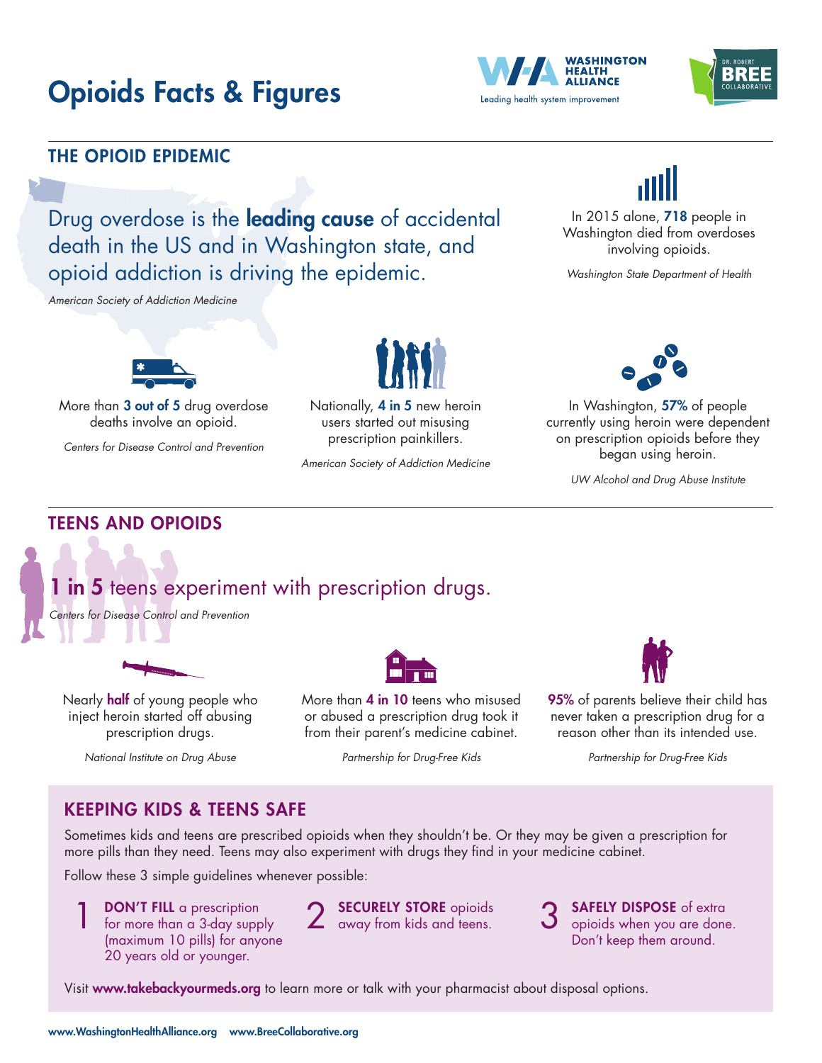# Opioids Facts & Figures

WASHINGTON HEALTH ALLIANCE
Leading health system improvement

DR. ROBERT BREE COLLABORATIVE

## THE OPIOID EPIDEMIC

Drug overdose is the **leading cause** of accidental death in the US and in Washington state, and opioid addiction is driving the epidemic.

*American Society of Addiction Medicine*

In 2015 alone, **718** people in Washington died from overdoses involving opioids.

*Washington State Department of Health*

More than **3 out of 5** drug overdose deaths involve an opioid.

*Centers for Disease Control and Prevention*

Nationally, **4 in 5** new heroin users started out misusing prescription painkillers.

*American Society of Addiction Medicine*

In Washington, **57%** of people currently using heroin were dependent on prescription opioids before they began using heroin.

*UW Alcohol and Drug Abuse Institute*

## TEENS AND OPIOIDS

**1 in 5** teens experiment with prescription drugs.

*Centers for Disease Control and Prevention*

Nearly **half** of young people who inject heroin started off abusing prescription drugs.

*National Institute on Drug Abuse*

More than **4 in 10** teens who misused or abused a prescription drug took it from their parent's medicine cabinet.

*Partnership for Drug-Free Kids*

**95%** of parents believe their child has never taken a prescription drug for a reason other than its intended use.

*Partnership for Drug-Free Kids*

## KEEPING KIDS & TEENS SAFE

Sometimes kids and teens are prescribed opioids when they shouldn't be. Or they may be given a prescription for more pills than they need. Teens may also experiment with drugs they find in your medicine cabinet.

Follow these 3 simple guidelines whenever possible:

1. **DON'T FILL** a prescription for more than a 3-day supply (maximum 10 pills) for anyone 20 years old or younger.
2. **SECURELY STORE** opioids away from kids and teens.
3. **SAFELY DISPOSE** of extra opioids when you are done. Don't keep them around.

Visit **www.takebackyourmeds.org** to learn more or talk with your pharmacist about disposal options.

www.WashingtonHealthAlliance.org www.BreeCollaborative.org